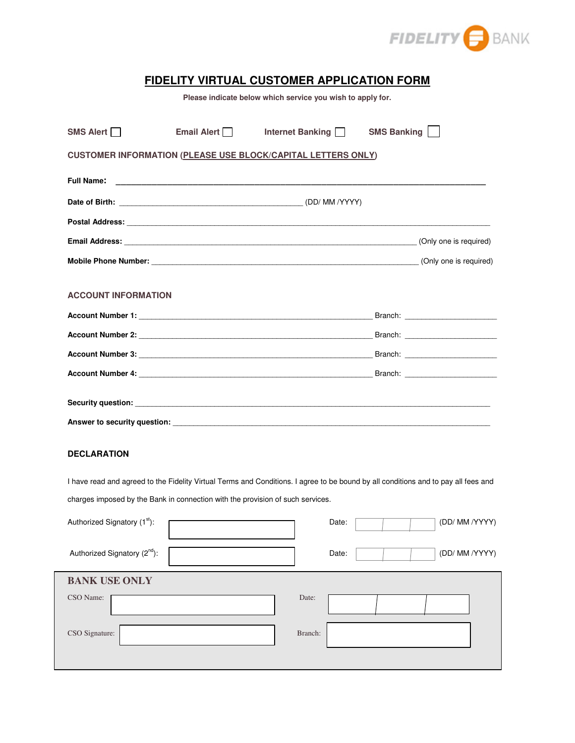FIDELITY BANK

# FIDELITY VIRTUAL CUSTOMER APPLICATION FORM

Please indicate below which service you wish to apply for.

SMS Alert ☐ Email Alert ☐ Internet Banking ☐ SMS Banking ☐

**CUSTOMER INFORMATION (PLEASE USE BLOCK/CAPITAL LETTERS ONLY)**

**Full Name:** ____________________________________________

**Date of Birth:** ____________________________ (DD/ MM /YYYY)

**Postal Address:** ____________________________________________

**Email Address:** ____________________________________ (Only one is required)

**Mobile Phone Number:** ______________________________ (Only one is required)

**ACCOUNT INFORMATION**

**Account Number 1:** ______________________________ Branch: ______________

**Account Number 2:** ______________________________ Branch: ______________

**Account Number 3:** ______________________________ Branch: ______________

**Account Number 4:** ______________________________ Branch: ______________

**Security question:** ____________________________________________

**Answer to security question:** ____________________________________

**DECLARATION**

I have read and agreed to the Fidelity Virtual Terms and Conditions. I agree to be bound by all conditions and to pay all fees and charges imposed by the Bank in connection with the provision of such services.

Authorized Signatory (1st): ____________ Date: ____ (DD/ MM /YYYY)

Authorized Signatory (2nd): ____________ Date: ____ (DD/ MM /YYYY)

**BANK USE ONLY**

CSO Name: ____________ Date: ____________

CSO Signature: ____________ Branch: ____________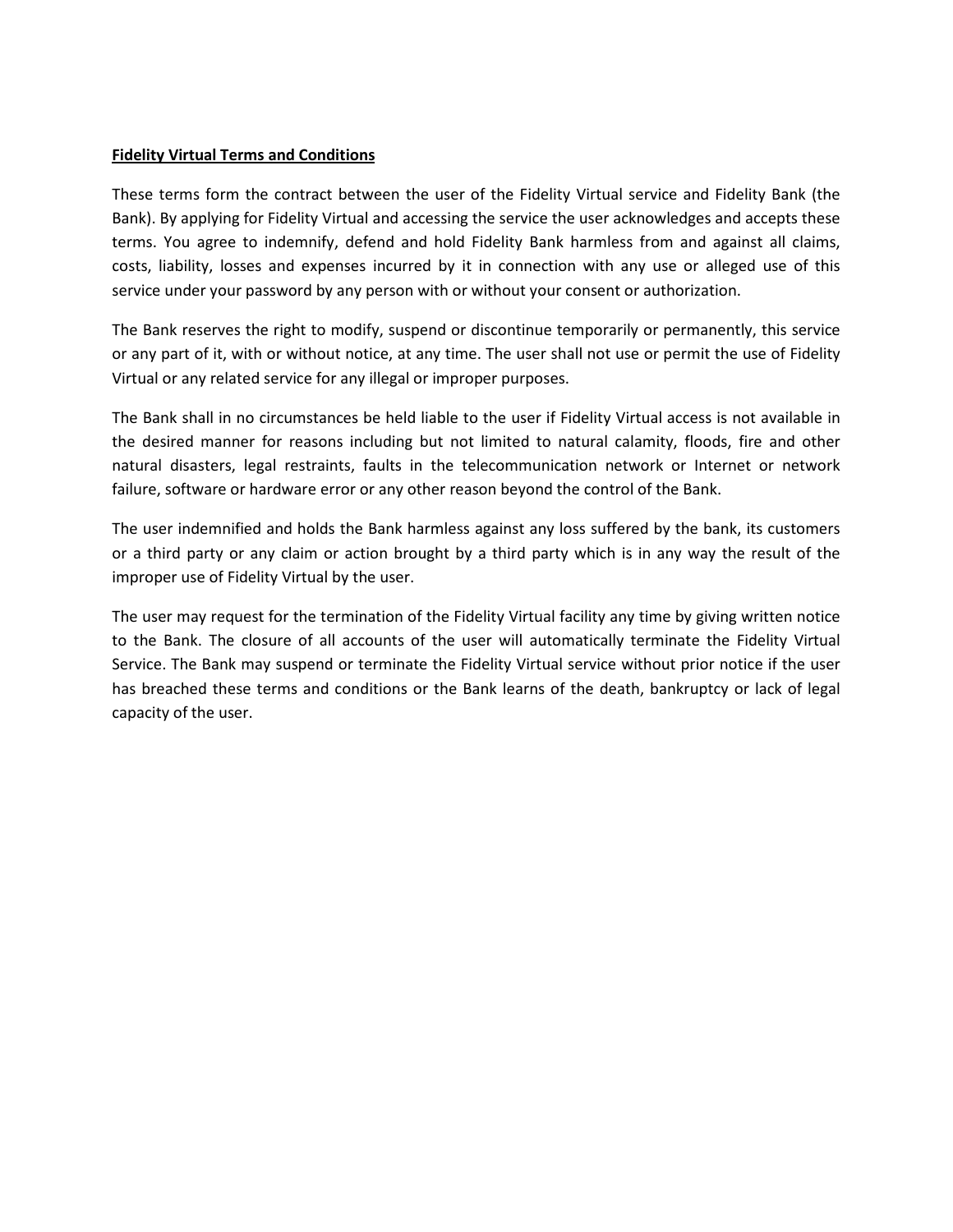**Fidelity Virtual Terms and Conditions**

These terms form the contract between the user of the Fidelity Virtual service and Fidelity Bank (the Bank). By applying for Fidelity Virtual and accessing the service the user acknowledges and accepts these terms. You agree to indemnify, defend and hold Fidelity Bank harmless from and against all claims, costs, liability, losses and expenses incurred by it in connection with any use or alleged use of this service under your password by any person with or without your consent or authorization.

The Bank reserves the right to modify, suspend or discontinue temporarily or permanently, this service or any part of it, with or without notice, at any time. The user shall not use or permit the use of Fidelity Virtual or any related service for any illegal or improper purposes.

The Bank shall in no circumstances be held liable to the user if Fidelity Virtual access is not available in the desired manner for reasons including but not limited to natural calamity, floods, fire and other natural disasters, legal restraints, faults in the telecommunication network or Internet or network failure, software or hardware error or any other reason beyond the control of the Bank.

The user indemnified and holds the Bank harmless against any loss suffered by the bank, its customers or a third party or any claim or action brought by a third party which is in any way the result of the improper use of Fidelity Virtual by the user.

The user may request for the termination of the Fidelity Virtual facility any time by giving written notice to the Bank. The closure of all accounts of the user will automatically terminate the Fidelity Virtual Service. The Bank may suspend or terminate the Fidelity Virtual service without prior notice if the user has breached these terms and conditions or the Bank learns of the death, bankruptcy or lack of legal capacity of the user.